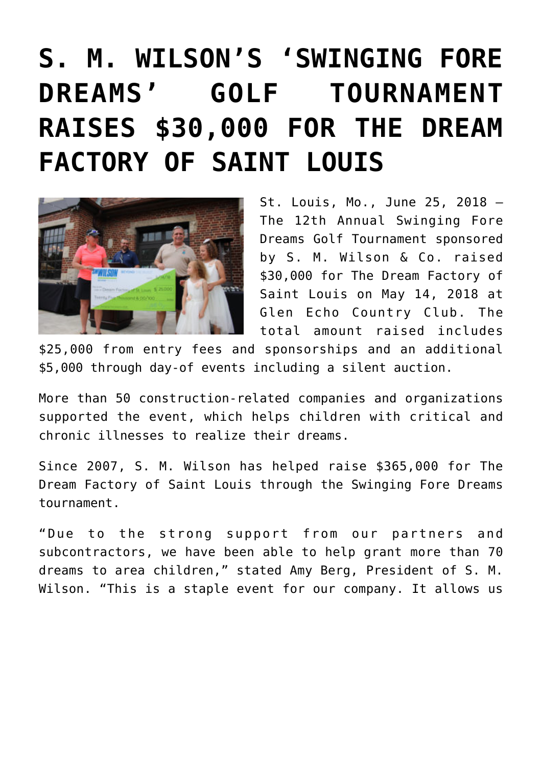# S. M. WILSON'S 'SWINGING FORE DREAMS' GOLF TOURNAMENT RAISES $30,000 FOR THE DREAM FACTORY OF SAINT LOUIS

St. Louis, Mo., June 25, 2018 – The 12th Annual Swinging Fore Dreams Golf Tournament sponsored by S. M. Wilson & Co. raised $30,000 for The Dream Factory of Saint Louis on May 14, 2018 at Glen Echo Country Club. The total amount raised includes $25,000 from entry fees and sponsorships and an additional $5,000 through day-of events including a silent auction.

More than 50 construction-related companies and organizations supported the event, which helps children with critical and chronic illnesses to realize their dreams.

Since 2007, S. M. Wilson has helped raise $365,000 for The Dream Factory of Saint Louis through the Swinging Fore Dreams tournament.

"Due to the strong support from our partners and subcontractors, we have been able to help grant more than 70 dreams to area children," stated Amy Berg, President of S. M. Wilson. "This is a staple event for our company. It allows us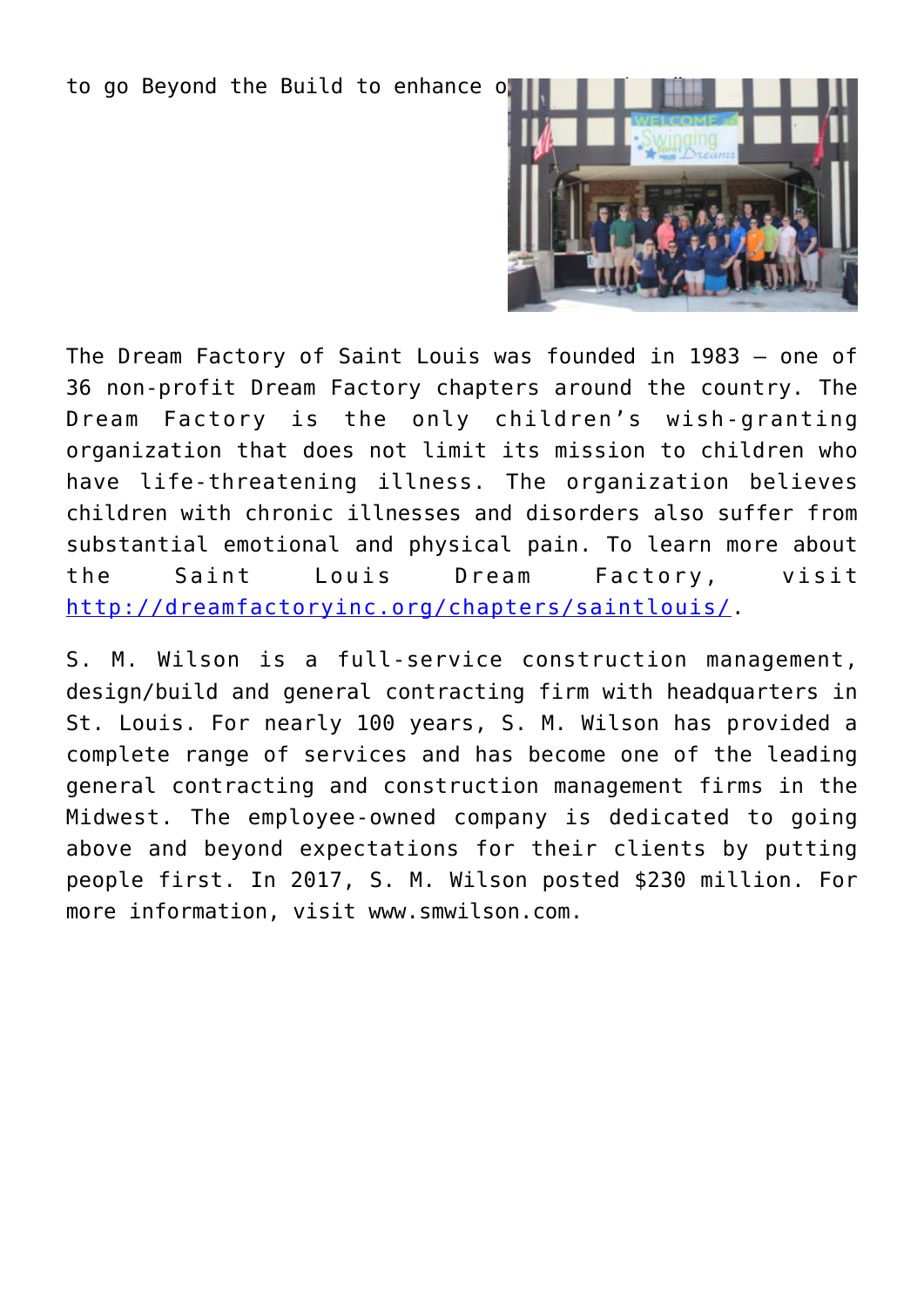to go Beyond the Build to enhance o

The Dream Factory of Saint Louis was founded in 1983 – one of 36 non-profit Dream Factory chapters around the country. The Dream Factory is the only children's wish-granting organization that does not limit its mission to children who have life-threatening illness. The organization believes children with chronic illnesses and disorders also suffer from substantial emotional and physical pain. To learn more about the Saint Louis Dream Factory, visit [http://dreamfactoryinc.org/chapters/saintlouis/](http://dreamfactoryinc.org/chapters/saintlouis/).

S. M. Wilson is a full-service construction management, design/build and general contracting firm with headquarters in St. Louis. For nearly 100 years, S. M. Wilson has provided a complete range of services and has become one of the leading general contracting and construction management firms in the Midwest. The employee-owned company is dedicated to going above and beyond expectations for their clients by putting people first. In 2017, S. M. Wilson posted $230 million. For more information, visit www.smwilson.com.